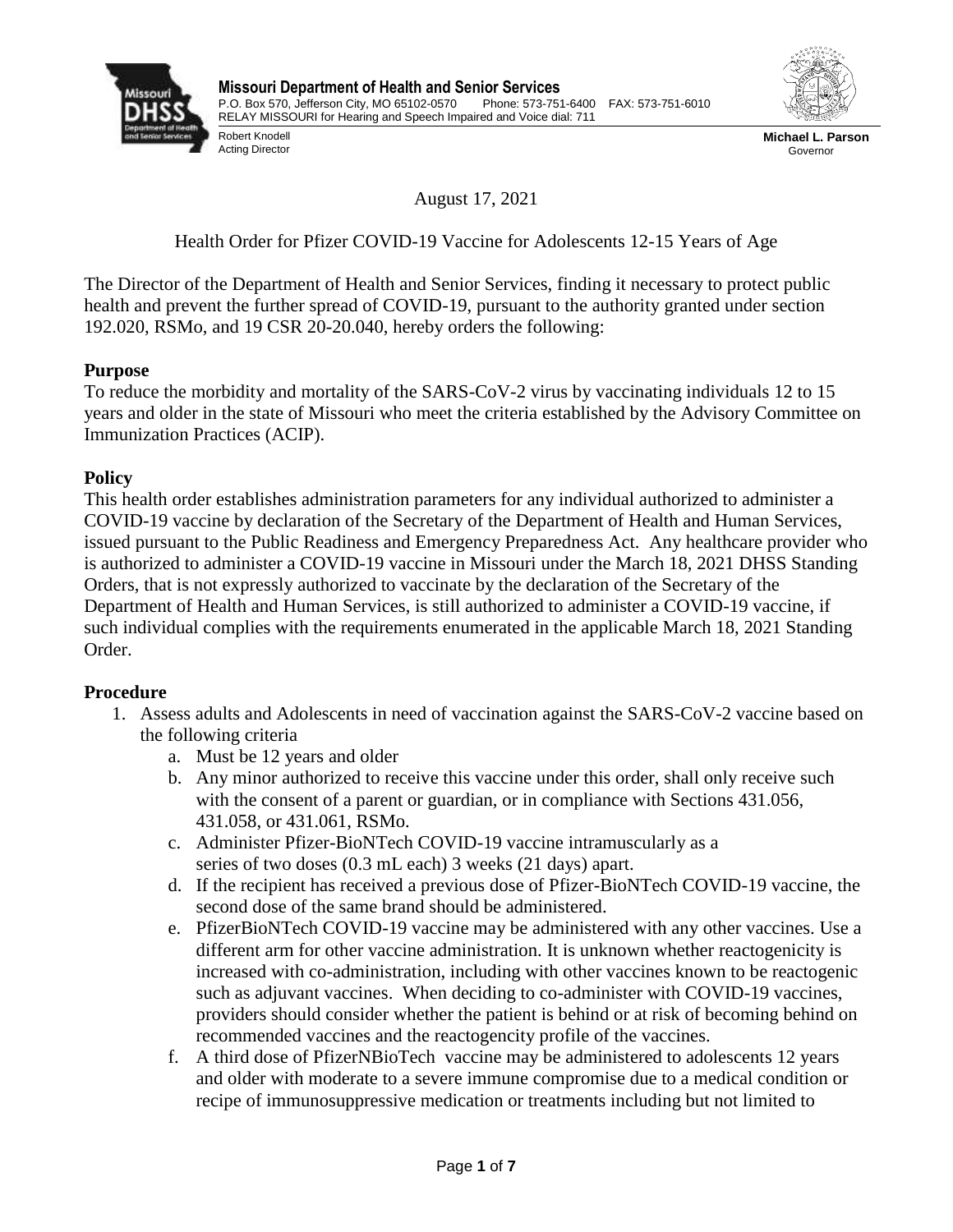**Missouri Department of Health and Senior Services**
P.O. Box 570, Jefferson City, MO 65102-0570 Phone: 573-751-6400 FAX: 573-751-6010
RELAY MISSOURI for Hearing and Speech Impaired and Voice dial: 711

Robert Knodell
Acting Director

**Michael L. Parson**
Governor

August 17, 2021

Health Order for Pfizer COVID-19 Vaccine for Adolescents 12-15 Years of Age

The Director of the Department of Health and Senior Services, finding it necessary to protect public health and prevent the further spread of COVID-19, pursuant to the authority granted under section 192.020, RSMo, and 19 CSR 20-20.040, hereby orders the following:

**Purpose**

To reduce the morbidity and mortality of the SARS-CoV-2 virus by vaccinating individuals 12 to 15 years and older in the state of Missouri who meet the criteria established by the Advisory Committee on Immunization Practices (ACIP).

**Policy**

This health order establishes administration parameters for any individual authorized to administer a COVID-19 vaccine by declaration of the Secretary of the Department of Health and Human Services, issued pursuant to the Public Readiness and Emergency Preparedness Act. Any healthcare provider who is authorized to administer a COVID-19 vaccine in Missouri under the March 18, 2021 DHSS Standing Orders, that is not expressly authorized to vaccinate by the declaration of the Secretary of the Department of Health and Human Services, is still authorized to administer a COVID-19 vaccine, if such individual complies with the requirements enumerated in the applicable March 18, 2021 Standing Order.

**Procedure**

1. Assess adults and Adolescents in need of vaccination against the SARS-CoV-2 vaccine based on the following criteria
   a. Must be 12 years and older
   b. Any minor authorized to receive this vaccine under this order, shall only receive such with the consent of a parent or guardian, or in compliance with Sections 431.056, 431.058, or 431.061, RSMo.
   c. Administer Pfizer-BioNTech COVID-19 vaccine intramuscularly as a series of two doses (0.3 mL each) 3 weeks (21 days) apart.
   d. If the recipient has received a previous dose of Pfizer-BioNTech COVID-19 vaccine, the second dose of the same brand should be administered.
   e. PfizerBioNTech COVID-19 vaccine may be administered with any other vaccines. Use a different arm for other vaccine administration. It is unknown whether reactogenicity is increased with co-administration, including with other vaccines known to be reactogenic such as adjuvant vaccines. When deciding to co-administer with COVID-19 vaccines, providers should consider whether the patient is behind or at risk of becoming behind on recommended vaccines and the reactogencity profile of the vaccines.
   f. A third dose of PfizerNBioTech vaccine may be administered to adolescents 12 years and older with moderate to a severe immune compromise due to a medical condition or recipe of immunosuppressive medication or treatments including but not limited to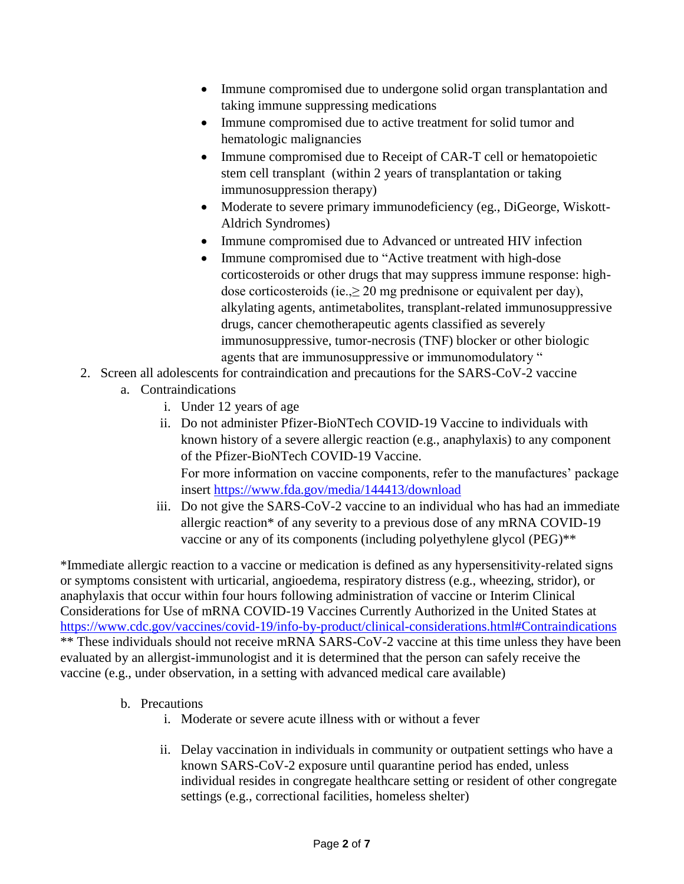- Immune compromised due to undergone solid organ transplantation and taking immune suppressing medications
- Immune compromised due to active treatment for solid tumor and hematologic malignancies
- Immune compromised due to Receipt of CAR-T cell or hematopoietic stem cell transplant (within 2 years of transplantation or taking immunosuppression therapy)
- Moderate to severe primary immunodeficiency (eg., DiGeorge, Wiskott-Aldrich Syndromes)
- Immune compromised due to Advanced or untreated HIV infection
- Immune compromised due to "Active treatment with high-dose corticosteroids or other drugs that may suppress immune response: high-dose corticosteroids (ie.,≥ 20 mg prednisone or equivalent per day), alkylating agents, antimetabolites, transplant-related immunosuppressive drugs, cancer chemotherapeutic agents classified as severely immunosuppressive, tumor-necrosis (TNF) blocker or other biologic agents that are immunosuppressive or immunomodulatory "

2. Screen all adolescents for contraindication and precautions for the SARS-CoV-2 vaccine
    a. Contraindications
        i. Under 12 years of age
        ii. Do not administer Pfizer-BioNTech COVID-19 Vaccine to individuals with known history of a severe allergic reaction (e.g., anaphylaxis) to any component of the Pfizer-BioNTech COVID-19 Vaccine.
        For more information on vaccine components, refer to the manufactures' package insert https://www.fda.gov/media/144413/download
        iii. Do not give the SARS-CoV-2 vaccine to an individual who has had an immediate allergic reaction* of any severity to a previous dose of any mRNA COVID-19 vaccine or any of its components (including polyethylene glycol (PEG)**

*Immediate allergic reaction to a vaccine or medication is defined as any hypersensitivity-related signs or symptoms consistent with urticarial, angioedema, respiratory distress (e.g., wheezing, stridor), or anaphylaxis that occur within four hours following administration of vaccine or Interim Clinical Considerations for Use of mRNA COVID-19 Vaccines Currently Authorized in the United States at https://www.cdc.gov/vaccines/covid-19/info-by-product/clinical-considerations.html#Contraindications
** These individuals should not receive mRNA SARS-CoV-2 vaccine at this time unless they have been evaluated by an allergist-immunologist and it is determined that the person can safely receive the vaccine (e.g., under observation, in a setting with advanced medical care available)

    b. Precautions
        i. Moderate or severe acute illness with or without a fever
        ii. Delay vaccination in individuals in community or outpatient settings who have a known SARS-CoV-2 exposure until quarantine period has ended, unless individual resides in congregate healthcare setting or resident of other congregate settings (e.g., correctional facilities, homeless shelter)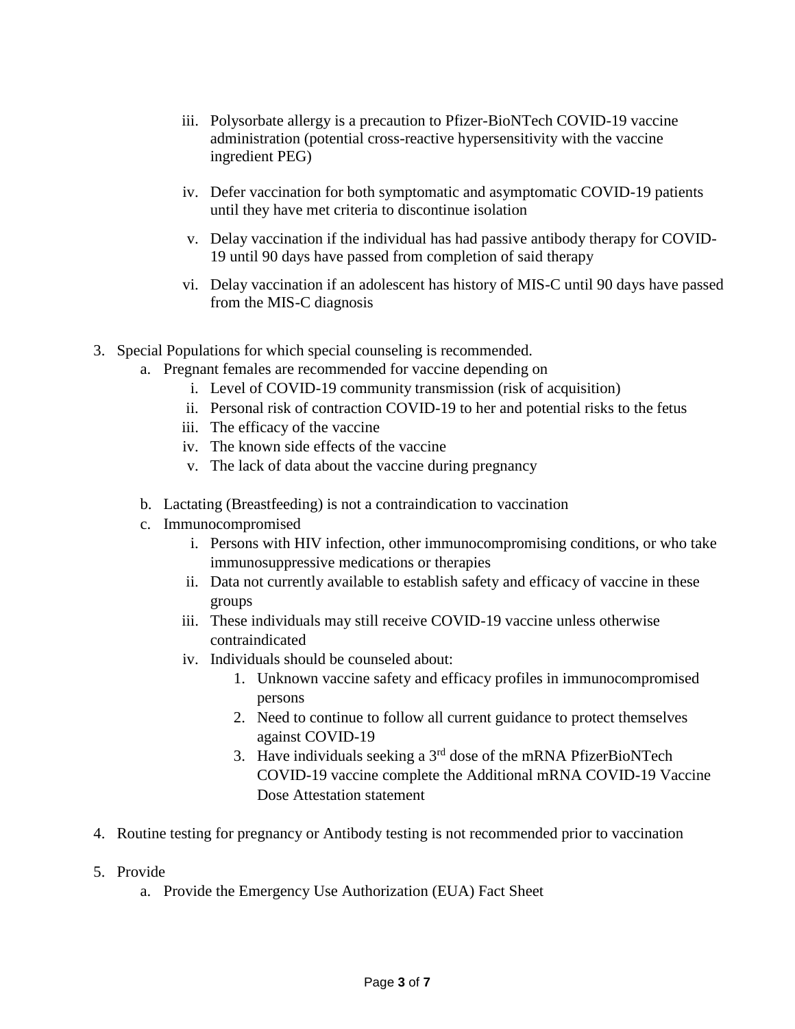iii. Polysorbate allergy is a precaution to Pfizer-BioNTech COVID-19 vaccine administration (potential cross-reactive hypersensitivity with the vaccine ingredient PEG)

   iv. Defer vaccination for both symptomatic and asymptomatic COVID-19 patients until they have met criteria to discontinue isolation

   v. Delay vaccination if the individual has had passive antibody therapy for COVID-19 until 90 days have passed from completion of said therapy

   vi. Delay vaccination if an adolescent has history of MIS-C until 90 days have passed from the MIS-C diagnosis

3. Special Populations for which special counseling is recommended.
   a. Pregnant females are recommended for vaccine depending on
      i. Level of COVID-19 community transmission (risk of acquisition)
      ii. Personal risk of contraction COVID-19 to her and potential risks to the fetus
      iii. The efficacy of the vaccine
      iv. The known side effects of the vaccine
      v. The lack of data about the vaccine during pregnancy

   b. Lactating (Breastfeeding) is not a contraindication to vaccination
   c. Immunocompromised
      i. Persons with HIV infection, other immunocompromising conditions, or who take immunosuppressive medications or therapies
      ii. Data not currently available to establish safety and efficacy of vaccine in these groups
      iii. These individuals may still receive COVID-19 vaccine unless otherwise contraindicated
      iv. Individuals should be counseled about:
         1. Unknown vaccine safety and efficacy profiles in immunocompromised persons
         2. Need to continue to follow all current guidance to protect themselves against COVID-19
         3. Have individuals seeking a 3rd dose of the mRNA PfizerBioNTech COVID-19 vaccine complete the Additional mRNA COVID-19 Vaccine Dose Attestation statement

4. Routine testing for pregnancy or Antibody testing is not recommended prior to vaccination

5. Provide
   a. Provide the Emergency Use Authorization (EUA) Fact Sheet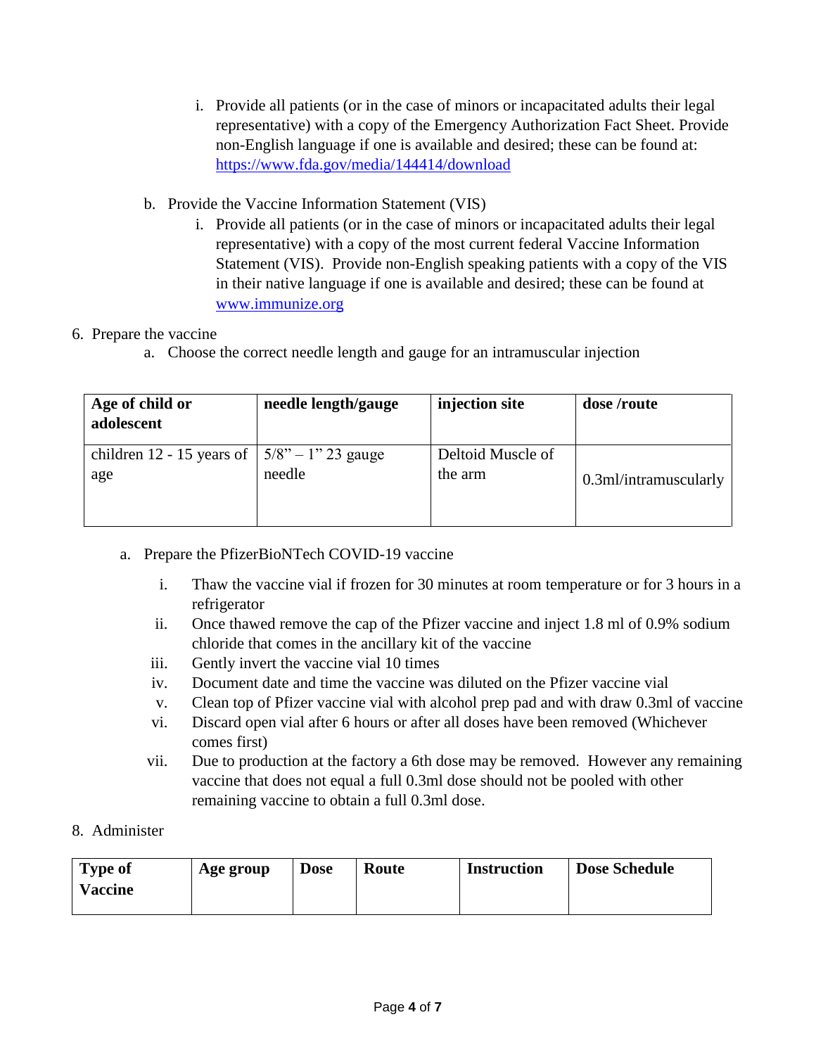i. Provide all patients (or in the case of minors or incapacitated adults their legal representative) with a copy of the Emergency Authorization Fact Sheet. Provide non-English language if one is available and desired; these can be found at: https://www.fda.gov/media/144414/download

b. Provide the Vaccine Information Statement (VIS)

i. Provide all patients (or in the case of minors or incapacitated adults their legal representative) with a copy of the most current federal Vaccine Information Statement (VIS). Provide non-English speaking patients with a copy of the VIS in their native language if one is available and desired; these can be found at www.immunize.org

6. Prepare the vaccine

a. Choose the correct needle length and gauge for an intramuscular injection

| **Age of child or adolescent** | **needle length/gauge** | **injection site** | **dose /route** |
|---|---|---|---|
| children 12 - 15 years of age | 5/8" – 1" 23 gauge needle | Deltoid Muscle of the arm | 0.3ml/intramuscularly |

a. Prepare the PfizerBioNTech COVID-19 vaccine

i. Thaw the vaccine vial if frozen for 30 minutes at room temperature or for 3 hours in a refrigerator

ii. Once thawed remove the cap of the Pfizer vaccine and inject 1.8 ml of 0.9% sodium chloride that comes in the ancillary kit of the vaccine

iii. Gently invert the vaccine vial 10 times

iv. Document date and time the vaccine was diluted on the Pfizer vaccine vial

v. Clean top of Pfizer vaccine vial with alcohol prep pad and with draw 0.3ml of vaccine

vi. Discard open vial after 6 hours or after all doses have been removed (Whichever comes first)

vii. Due to production at the factory a 6th dose may be removed. However any remaining vaccine that does not equal a full 0.3ml dose should not be pooled with other remaining vaccine to obtain a full 0.3ml dose.

8. Administer

| **Type of Vaccine** | **Age group** | **Dose** | **Route** | **Instruction** | **Dose Schedule** |
|---|---|---|---|---|---|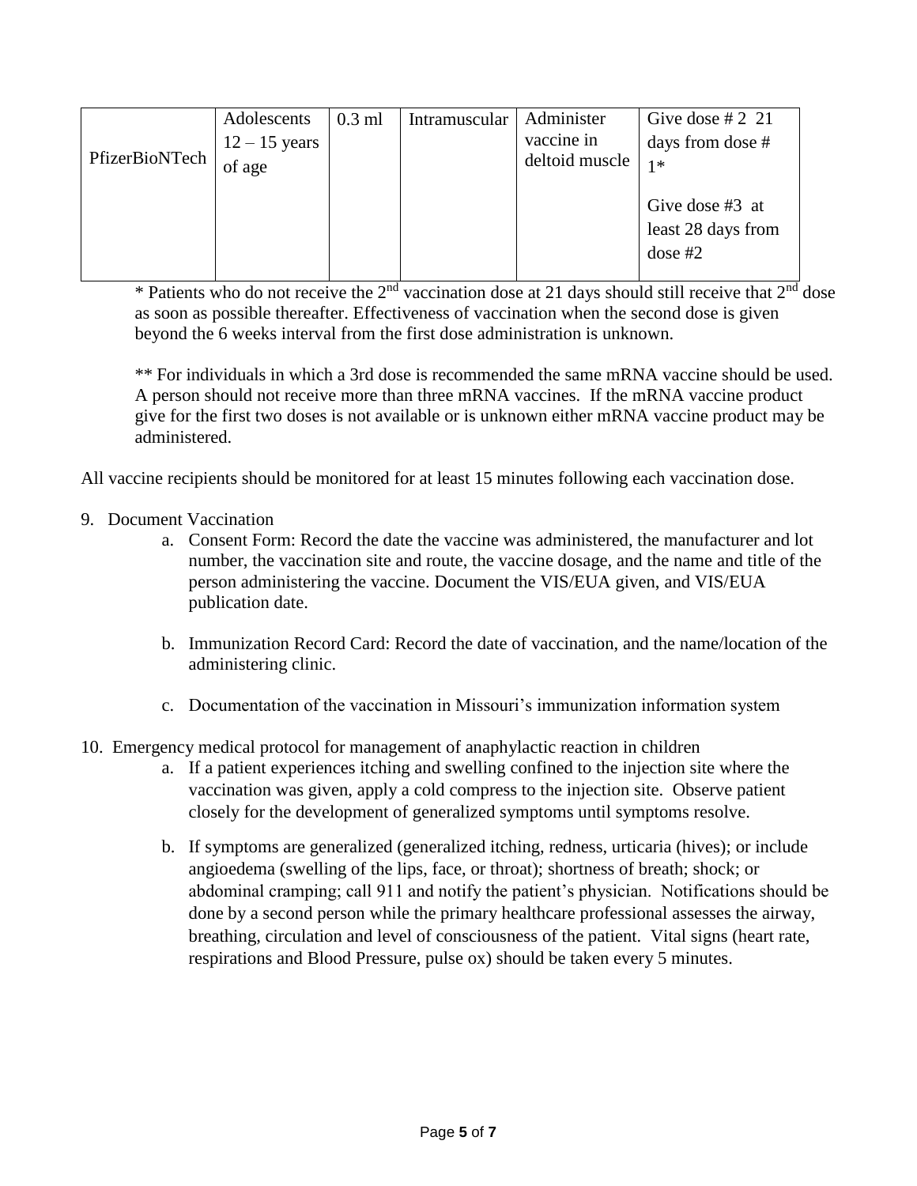| PfizerBioNTech | Adolescents 12 – 15 years of age | 0.3 ml | Intramuscular | Administer vaccine in deltoid muscle | Give dose # 2 21 days from dose # 1*<br><br>Give dose #3 at least 28 days from dose #2 |
|---|---|---|---|---|---|

\* Patients who do not receive the 2nd vaccination dose at 21 days should still receive that 2nd dose as soon as possible thereafter. Effectiveness of vaccination when the second dose is given beyond the 6 weeks interval from the first dose administration is unknown.

** For individuals in which a 3rd dose is recommended the same mRNA vaccine should be used. A person should not receive more than three mRNA vaccines. If the mRNA vaccine product give for the first two doses is not available or is unknown either mRNA vaccine product may be administered.

All vaccine recipients should be monitored for at least 15 minutes following each vaccination dose.

9. Document Vaccination
    a. Consent Form: Record the date the vaccine was administered, the manufacturer and lot number, the vaccination site and route, the vaccine dosage, and the name and title of the person administering the vaccine. Document the VIS/EUA given, and VIS/EUA publication date.

    b. Immunization Record Card: Record the date of vaccination, and the name/location of the administering clinic.

    c. Documentation of the vaccination in Missouri's immunization information system

10. Emergency medical protocol for management of anaphylactic reaction in children
    a. If a patient experiences itching and swelling confined to the injection site where the vaccination was given, apply a cold compress to the injection site. Observe patient closely for the development of generalized symptoms until symptoms resolve.

    b. If symptoms are generalized (generalized itching, redness, urticaria (hives); or include angioedema (swelling of the lips, face, or throat); shortness of breath; shock; or abdominal cramping; call 911 and notify the patient's physician. Notifications should be done by a second person while the primary healthcare professional assesses the airway, breathing, circulation and level of consciousness of the patient. Vital signs (heart rate, respirations and Blood Pressure, pulse ox) should be taken every 5 minutes.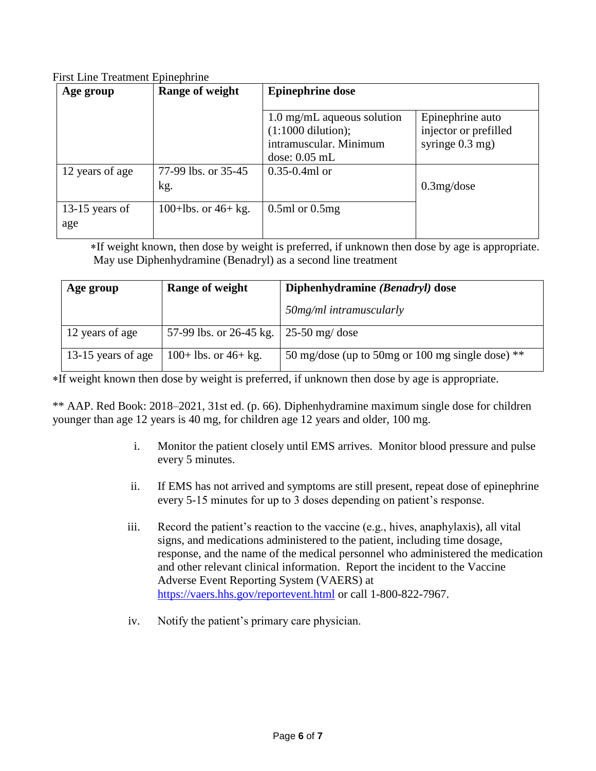First Line Treatment Epinephrine

| Age group | Range of weight | Epinephrine dose | |
|---|---|---|---|
| | | 1.0 mg/mL aqueous solution (1:1000 dilution); intramuscular. Minimum dose: 0.05 mL | Epinephrine auto injector or prefilled syringe 0.3 mg) |
| 12 years of age | 77-99 lbs. or 35-45 kg. | 0.35-0.4ml or | 0.3mg/dose |
| 13-15 years of age | 100+lbs. or 46+ kg. | 0.5ml or 0.5mg | |

∗If weight known, then dose by weight is preferred, if unknown then dose by age is appropriate. May use Diphenhydramine (Benadryl) as a second line treatment

| Age group | Range of weight | Diphenhydramine *(Benadryl)* dose *50mg/ml intramuscularly* |
|---|---|---|
| 12 years of age | 57-99 lbs. or 26-45 kg. | 25-50 mg/ dose |
| 13-15 years of age | 100+ lbs. or 46+ kg. | 50 mg/dose (up to 50mg or 100 mg single dose) ** |

∗If weight known then dose by weight is preferred, if unknown then dose by age is appropriate.

** AAP. Red Book: 2018–2021, 31st ed. (p. 66). Diphenhydramine maximum single dose for children younger than age 12 years is 40 mg, for children age 12 years and older, 100 mg.

i. Monitor the patient closely until EMS arrives. Monitor blood pressure and pulse every 5 minutes.

ii. If EMS has not arrived and symptoms are still present, repeat dose of epinephrine every 5-15 minutes for up to 3 doses depending on patient's response.

iii. Record the patient's reaction to the vaccine (e.g., hives, anaphylaxis), all vital signs, and medications administered to the patient, including time dosage, response, and the name of the medical personnel who administered the medication and other relevant clinical information. Report the incident to the Vaccine Adverse Event Reporting System (VAERS) at https://vaers.hhs.gov/reportevent.html or call 1-800-822-7967.

iv. Notify the patient's primary care physician.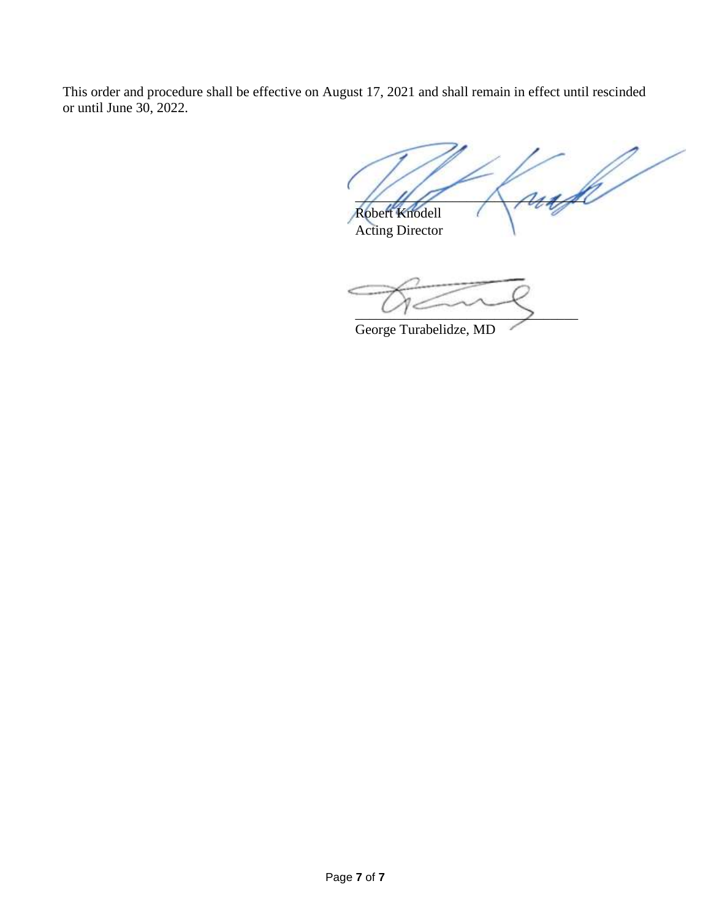This order and procedure shall be effective on August 17, 2021 and shall remain in effect until rescinded or until June 30, 2022.

Robert Knodell
Acting Director

George Turabelidze, MD